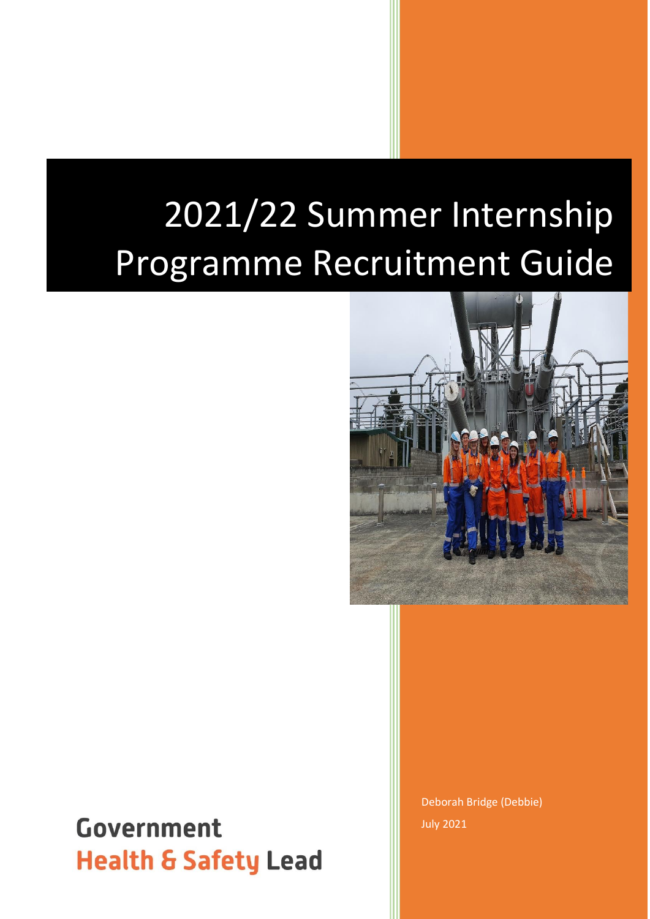# 2021/22 Summer Internship Programme Recruitment Guide

Deborah Bridge (Debbie)

July 2021

**Government**
**Health & Safety Lead**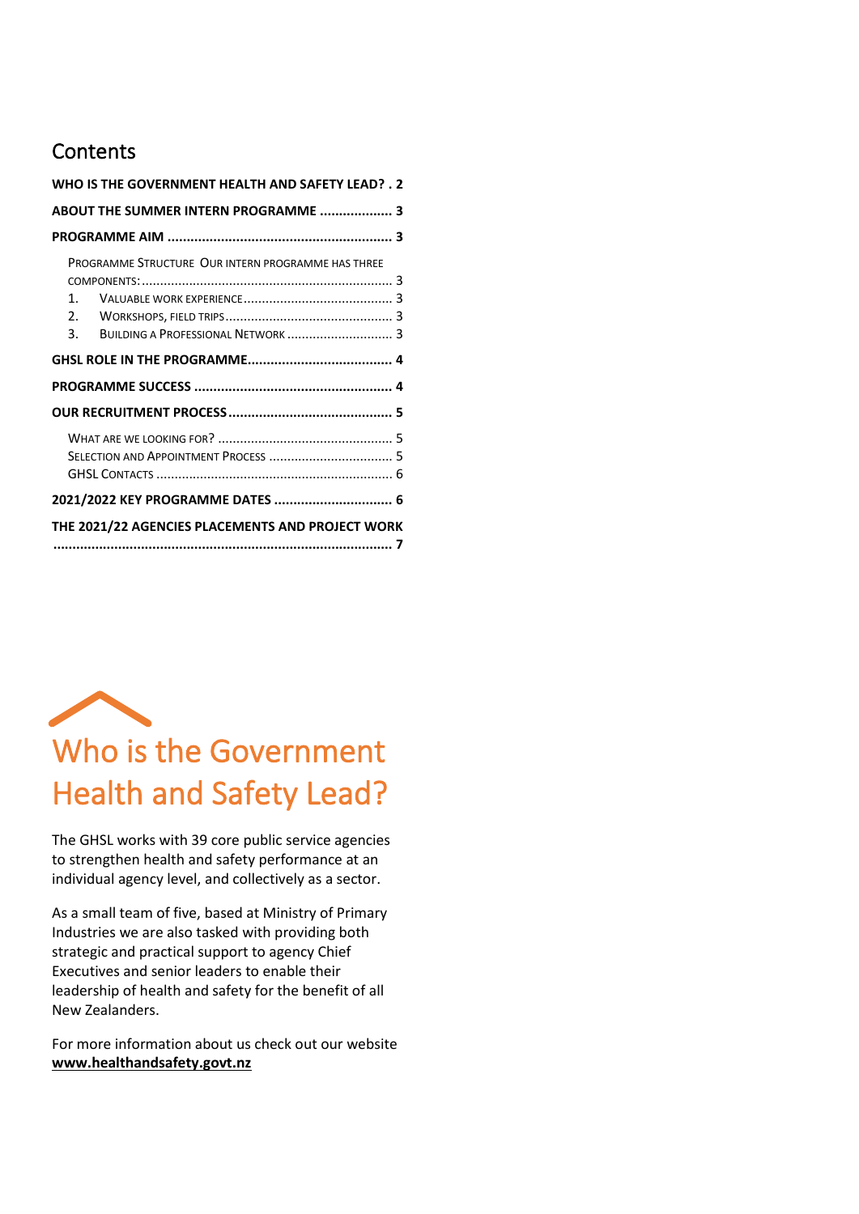## Contents

**WHO IS THE GOVERNMENT HEALTH AND SAFETY LEAD? . 2**

**ABOUT THE SUMMER INTERN PROGRAMME ................... 3**

**PROGRAMME AIM .......................................................... 3**

PROGRAMME STRUCTURE OUR INTERN PROGRAMME HAS THREE COMPONENTS: .................................................................... 3

1. VALUABLE WORK EXPERIENCE ......................................... 3
2. WORKSHOPS, FIELD TRIPS ............................................. 3
3. BUILDING A PROFESSIONAL NETWORK ............................. 3

**GHSL ROLE IN THE PROGRAMME...................................... 4**

**PROGRAMME SUCCESS .................................................... 4**

**OUR RECRUITMENT PROCESS........................................... 5**

WHAT ARE WE LOOKING FOR? ................................................ 5
SELECTION AND APPOINTMENT PROCESS .................................. 5
GHSL CONTACTS ................................................................. 6

**2021/2022 KEY PROGRAMME DATES ............................... 6**

**THE 2021/22 AGENCIES PLACEMENTS AND PROJECT WORK ....................................................................................... 7**

# Who is the Government Health and Safety Lead?

The GHSL works with 39 core public service agencies to strengthen health and safety performance at an individual agency level, and collectively as a sector.

As a small team of five, based at Ministry of Primary Industries we are also tasked with providing both strategic and practical support to agency Chief Executives and senior leaders to enable their leadership of health and safety for the benefit of all New Zealanders.

For more information about us check out our website **www.healthandsafety.govt.nz**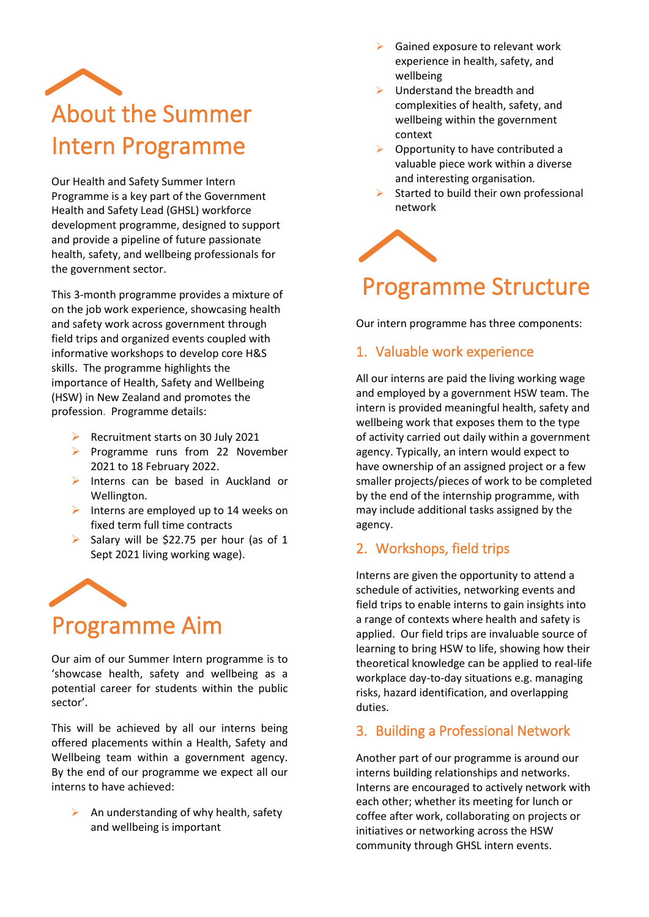# About the Summer Intern Programme

Our Health and Safety Summer Intern Programme is a key part of the Government Health and Safety Lead (GHSL) workforce development programme, designed to support and provide a pipeline of future passionate health, safety, and wellbeing professionals for the government sector.

This 3-month programme provides a mixture of on the job work experience, showcasing health and safety work across government through field trips and organized events coupled with informative workshops to develop core H&S skills. The programme highlights the importance of Health, Safety and Wellbeing (HSW) in New Zealand and promotes the profession. Programme details:

- Recruitment starts on 30 July 2021
- Programme runs from 22 November 2021 to 18 February 2022.
- Interns can be based in Auckland or Wellington.
- Interns are employed up to 14 weeks on fixed term full time contracts
- Salary will be $22.75 per hour (as of 1 Sept 2021 living working wage).

# Programme Aim

Our aim of our Summer Intern programme is to 'showcase health, safety and wellbeing as a potential career for students within the public sector'.

This will be achieved by all our interns being offered placements within a Health, Safety and Wellbeing team within a government agency. By the end of our programme we expect all our interns to have achieved:

- An understanding of why health, safety and wellbeing is important
- Gained exposure to relevant work experience in health, safety, and wellbeing
- Understand the breadth and complexities of health, safety, and wellbeing within the government context
- Opportunity to have contributed a valuable piece work within a diverse and interesting organisation.
- Started to build their own professional network

# Programme Structure

Our intern programme has three components:

## 1. Valuable work experience

All our interns are paid the living working wage and employed by a government HSW team. The intern is provided meaningful health, safety and wellbeing work that exposes them to the type of activity carried out daily within a government agency. Typically, an intern would expect to have ownership of an assigned project or a few smaller projects/pieces of work to be completed by the end of the internship programme, with may include additional tasks assigned by the agency.

## 2. Workshops, field trips

Interns are given the opportunity to attend a schedule of activities, networking events and field trips to enable interns to gain insights into a range of contexts where health and safety is applied. Our field trips are invaluable source of learning to bring HSW to life, showing how their theoretical knowledge can be applied to real-life workplace day-to-day situations e.g. managing risks, hazard identification, and overlapping duties.

## 3. Building a Professional Network

Another part of our programme is around our interns building relationships and networks. Interns are encouraged to actively network with each other; whether its meeting for lunch or coffee after work, collaborating on projects or initiatives or networking across the HSW community through GHSL intern events.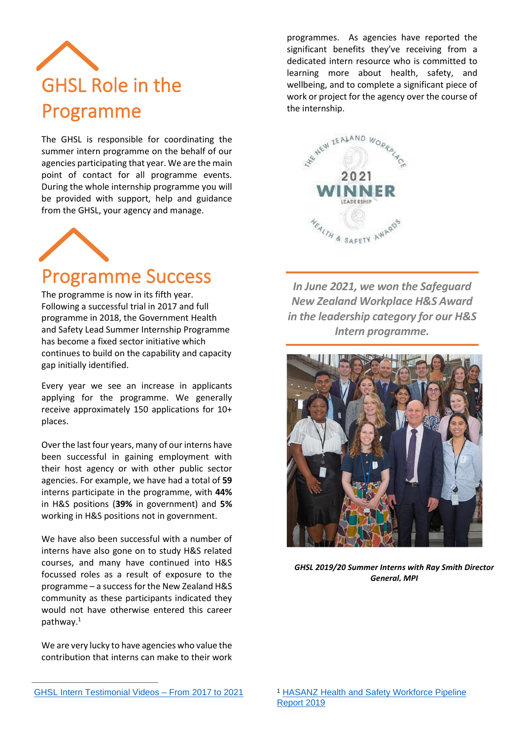# GHSL Role in the Programme

The GHSL is responsible for coordinating the summer intern programme on the behalf of our agencies participating that year. We are the main point of contact for all programme events. During the whole internship programme you will be provided with support, help and guidance from the GHSL, your agency and manage.

# Programme Success

The programme is now in its fifth year. Following a successful trial in 2017 and full programme in 2018, the Government Health and Safety Lead Summer Internship Programme has become a fixed sector initiative which continues to build on the capability and capacity gap initially identified.

Every year we see an increase in applicants applying for the programme. We generally receive approximately 150 applications for 10+ places.

Over the last four years, many of our interns have been successful in gaining employment with their host agency or with other public sector agencies. For example, we have had a total of **59** interns participate in the programme, with **44%** in H&S positions (**39%** in government) and **5%** working in H&S positions not in government.

We have also been successful with a number of interns have also gone on to study H&S related courses, and many have continued into H&S focussed roles as a result of exposure to the programme – a success for the New Zealand H&S community as these participants indicated they would not have otherwise entered this career pathway.[1]

We are very lucky to have agencies who value the contribution that interns can make to their work programmes. As agencies have reported the significant benefits they've receiving from a dedicated intern resource who is committed to learning more about health, safety, and wellbeing, and to complete a significant piece of work or project for the agency over the course of the internship.

***In June 2021, we won the Safeguard New Zealand Workplace H&S Award in the leadership category for our H&S Intern programme.***

***GHSL 2019/20 Summer Interns with Ray Smith Director General, MPI***

[GHSL Intern Testimonial Videos – From 2017 to 2021](#)

[1] [HASANZ Health and Safety Workforce Pipeline Report 2019](#)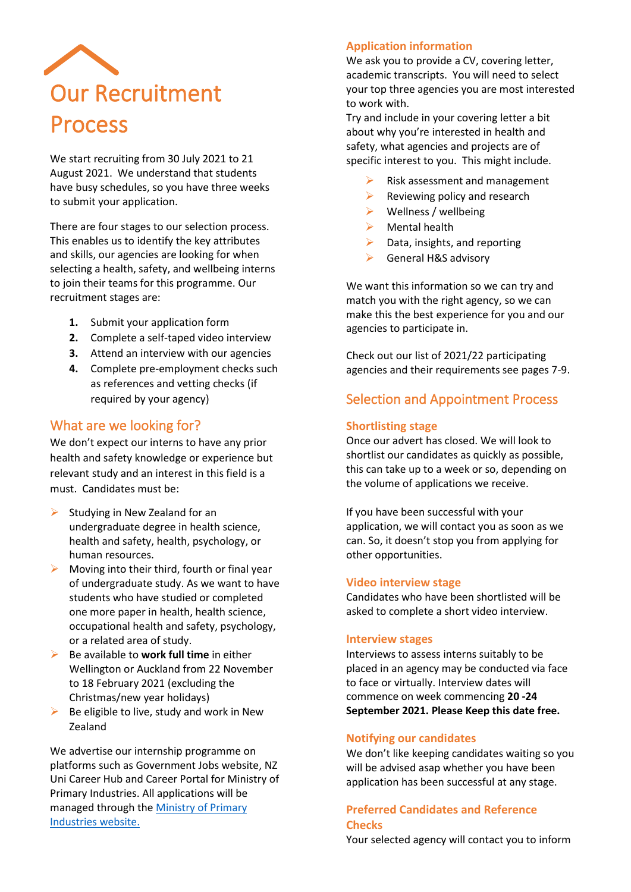# Our Recruitment Process

We start recruiting from 30 July 2021 to 21 August 2021. We understand that students have busy schedules, so you have three weeks to submit your application.

There are four stages to our selection process. This enables us to identify the key attributes and skills, our agencies are looking for when selecting a health, safety, and wellbeing interns to join their teams for this programme. Our recruitment stages are:

1. Submit your application form
2. Complete a self-taped video interview
3. Attend an interview with our agencies
4. Complete pre-employment checks such as references and vetting checks (if required by your agency)

## What are we looking for?

We don't expect our interns to have any prior health and safety knowledge or experience but relevant study and an interest in this field is a must. Candidates must be:

- Studying in New Zealand for an undergraduate degree in health science, health and safety, health, psychology, or human resources.
- Moving into their third, fourth or final year of undergraduate study. As we want to have students who have studied or completed one more paper in health, health science, occupational health and safety, psychology, or a related area of study.
- Be available to **work full time** in either Wellington or Auckland from 22 November to 18 February 2021 (excluding the Christmas/new year holidays)
- Be eligible to live, study and work in New Zealand

We advertise our internship programme on platforms such as Government Jobs website, NZ Uni Career Hub and Career Portal for Ministry of Primary Industries. All applications will be managed through the Ministry of Primary Industries website.

### Application information

We ask you to provide a CV, covering letter, academic transcripts. You will need to select your top three agencies you are most interested to work with.

Try and include in your covering letter a bit about why you're interested in health and safety, what agencies and projects are of specific interest to you. This might include.

- Risk assessment and management
- Reviewing policy and research
- Wellness / wellbeing
- Mental health
- Data, insights, and reporting
- General H&S advisory

We want this information so we can try and match you with the right agency, so we can make this the best experience for you and our agencies to participate in.

Check out our list of 2021/22 participating agencies and their requirements see pages 7-9.

## Selection and Appointment Process

### Shortlisting stage

Once our advert has closed. We will look to shortlist our candidates as quickly as possible, this can take up to a week or so, depending on the volume of applications we receive.

If you have been successful with your application, we will contact you as soon as we can. So, it doesn't stop you from applying for other opportunities.

### Video interview stage

Candidates who have been shortlisted will be asked to complete a short video interview.

### Interview stages

Interviews to assess interns suitably to be placed in an agency may be conducted via face to face or virtually. Interview dates will commence on week commencing **20 -24 September 2021. Please Keep this date free.**

### Notifying our candidates

We don't like keeping candidates waiting so you will be advised asap whether you have been application has been successful at any stage.

### Preferred Candidates and Reference Checks

Your selected agency will contact you to inform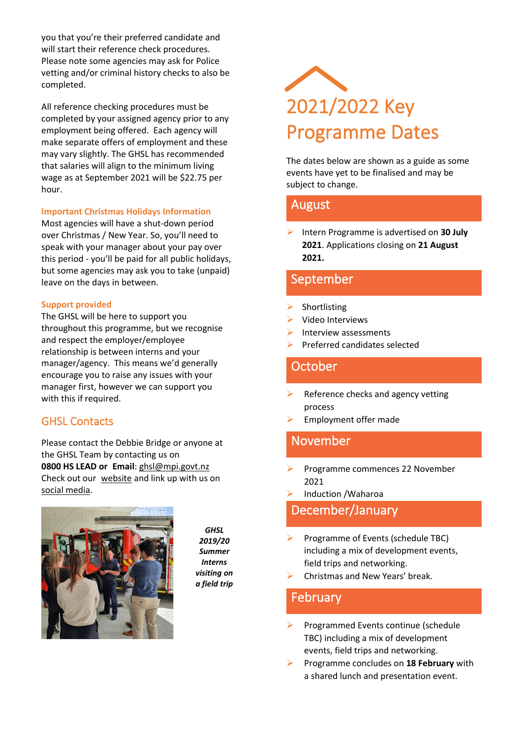you that you're their preferred candidate and will start their reference check procedures. Please note some agencies may ask for Police vetting and/or criminal history checks to also be completed.

All reference checking procedures must be completed by your assigned agency prior to any employment being offered. Each agency will make separate offers of employment and these may vary slightly. The GHSL has recommended that salaries will align to the minimum living wage as at September 2021 will be $22.75 per hour.

**Important Christmas Holidays Information**

Most agencies will have a shut-down period over Christmas / New Year. So, you'll need to speak with your manager about your pay over this period - you'll be paid for all public holidays, but some agencies may ask you to take (unpaid) leave on the days in between.

**Support provided**

The GHSL will be here to support you throughout this programme, but we recognise and respect the employer/employee relationship is between interns and your manager/agency. This means we'd generally encourage you to raise any issues with your manager first, however we can support you with this if required.

## GHSL Contacts

Please contact the Debbie Bridge or anyone at the GHSL Team by contacting us on **0800 HS LEAD or Email**: ghsl@mpi.govt.nz Check out our website and link up with us on social media.

***GHSL 2019/20 Summer Interns visiting on a field trip***

# 2021/2022 Key Programme Dates

The dates below are shown as a guide as some events have yet to be finalised and may be subject to change.

## August

- Intern Programme is advertised on **30 July 2021**. Applications closing on **21 August 2021.**

## September

- Shortlisting
- Video Interviews
- Interview assessments
- Preferred candidates selected

## October

- Reference checks and agency vetting process
- Employment offer made

## November

- Programme commences 22 November 2021
- Induction /Waharoa

## December/January

- Programme of Events (schedule TBC) including a mix of development events, field trips and networking.
- Christmas and New Years' break.

## February

- Programmed Events continue (schedule TBC) including a mix of development events, field trips and networking.
- Programme concludes on **18 February** with a shared lunch and presentation event.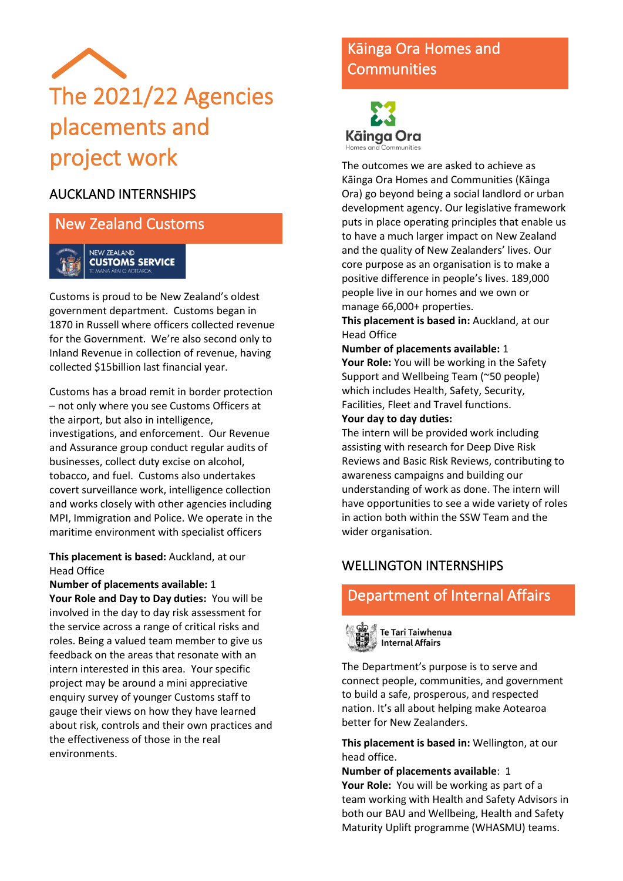// The 2021/22 Agencies placements and project work

## AUCKLAND INTERNSHIPS

### New Zealand Customs

Customs is proud to be New Zealand's oldest government department. Customs began in 1870 in Russell where officers collected revenue for the Government. We're also second only to Inland Revenue in collection of revenue, having collected $15billion last financial year.

Customs has a broad remit in border protection – not only where you see Customs Officers at the airport, but also in intelligence, investigations, and enforcement. Our Revenue and Assurance group conduct regular audits of businesses, collect duty excise on alcohol, tobacco, and fuel. Customs also undertakes covert surveillance work, intelligence collection and works closely with other agencies including MPI, Immigration and Police. We operate in the maritime environment with specialist officers

**This placement is based:** Auckland, at our Head Office
**Number of placements available:** 1
**Your Role and Day to Day duties:** You will be involved in the day to day risk assessment for the service across a range of critical risks and roles. Being a valued team member to give us feedback on the areas that resonate with an intern interested in this area. Your specific project may be around a mini appreciative enquiry survey of younger Customs staff to gauge their views on how they have learned about risk, controls and their own practices and the effectiveness of those in the real environments.

### Kāinga Ora Homes and Communities

The outcomes we are asked to achieve as Kāinga Ora Homes and Communities (Kāinga Ora) go beyond being a social landlord or urban development agency. Our legislative framework puts in place operating principles that enable us to have a much larger impact on New Zealand and the quality of New Zealanders' lives. Our core purpose as an organisation is to make a positive difference in people's lives. 189,000 people live in our homes and we own or manage 66,000+ properties.
**This placement is based in:** Auckland, at our Head Office
**Number of placements available:** 1
**Your Role:** You will be working in the Safety Support and Wellbeing Team (~50 people) which includes Health, Safety, Security, Facilities, Fleet and Travel functions.
**Your day to day duties:**
The intern will be provided work including assisting with research for Deep Dive Risk Reviews and Basic Risk Reviews, contributing to awareness campaigns and building our understanding of work as done. The intern will have opportunities to see a wide variety of roles in action both within the SSW Team and the wider organisation.

## WELLINGTON INTERNSHIPS

### Department of Internal Affairs

The Department's purpose is to serve and connect people, communities, and government to build a safe, prosperous, and respected nation. It's all about helping make Aotearoa better for New Zealanders.

**This placement is based in:** Wellington, at our head office.
**Number of placements available**: 1
**Your Role:** You will be working as part of a team working with Health and Safety Advisors in both our BAU and Wellbeing, Health and Safety Maturity Uplift programme (WHASMU) teams.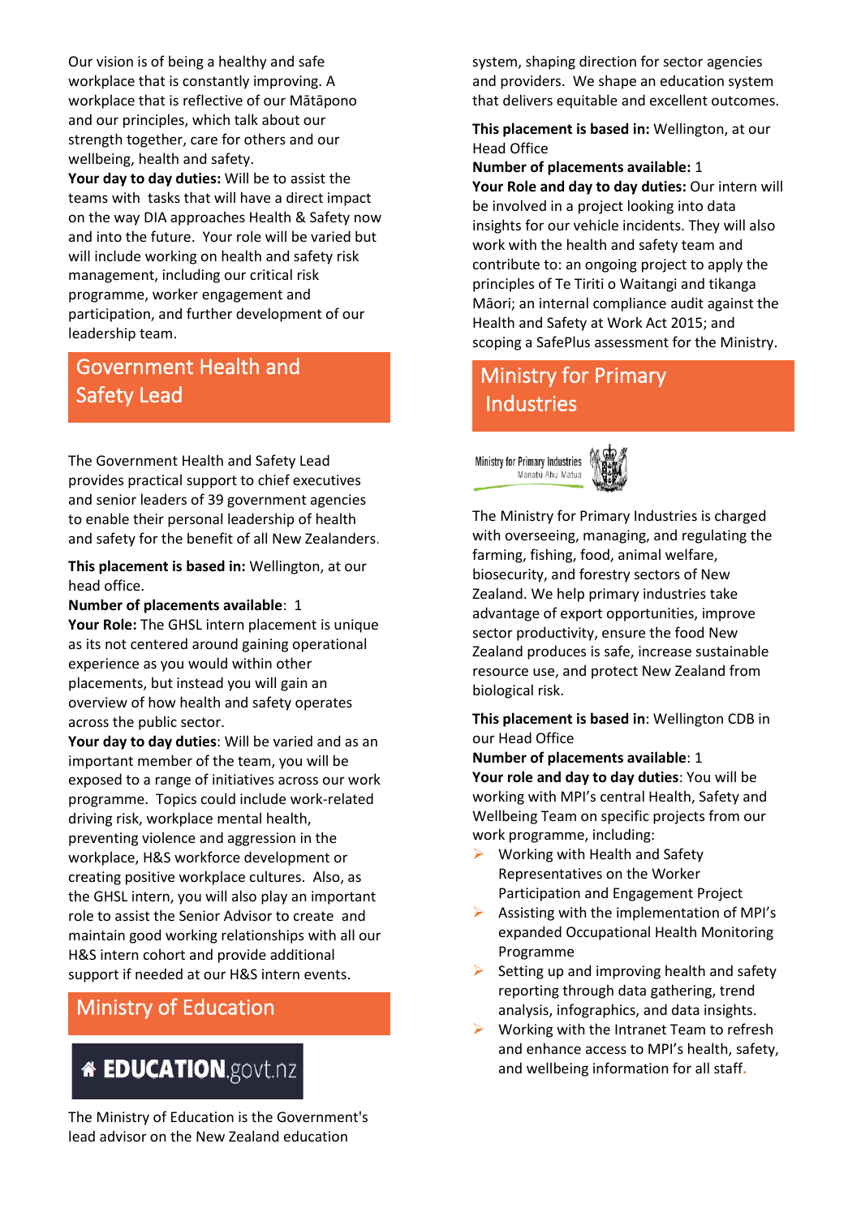Our vision is of being a healthy and safe workplace that is constantly improving. A workplace that is reflective of our Mātāpono and our principles, which talk about our strength together, care for others and our wellbeing, health and safety.

**Your day to day duties:** Will be to assist the teams with tasks that will have a direct impact on the way DIA approaches Health & Safety now and into the future. Your role will be varied but will include working on health and safety risk management, including our critical risk programme, worker engagement and participation, and further development of our leadership team.

## Government Health and Safety Lead

The Government Health and Safety Lead provides practical support to chief executives and senior leaders of 39 government agencies to enable their personal leadership of health and safety for the benefit of all New Zealanders.

**This placement is based in:** Wellington, at our head office.

**Number of placements available**: 1

**Your Role:** The GHSL intern placement is unique as its not centered around gaining operational experience as you would within other placements, but instead you will gain an overview of how health and safety operates across the public sector.

**Your day to day duties**: Will be varied and as an important member of the team, you will be exposed to a range of initiatives across our work programme. Topics could include work-related driving risk, workplace mental health, preventing violence and aggression in the workplace, H&S workforce development or creating positive workplace cultures. Also, as the GHSL intern, you will also play an important role to assist the Senior Advisor to create and maintain good working relationships with all our H&S intern cohort and provide additional support if needed at our H&S intern events.

## Ministry of Education

EDUCATION.govt.nz

The Ministry of Education is the Government's lead advisor on the New Zealand education system, shaping direction for sector agencies and providers. We shape an education system that delivers equitable and excellent outcomes.

**This placement is based in:** Wellington, at our Head Office

**Number of placements available:** 1

**Your Role and day to day duties:** Our intern will be involved in a project looking into data insights for our vehicle incidents. They will also work with the health and safety team and contribute to: an ongoing project to apply the principles of Te Tiriti o Waitangi and tikanga Māori; an internal compliance audit against the Health and Safety at Work Act 2015; and scoping a SafePlus assessment for the Ministry.

## Ministry for Primary Industries

Ministry for Primary Industries
Manatū Ahu Matua

The Ministry for Primary Industries is charged with overseeing, managing, and regulating the farming, fishing, food, animal welfare, biosecurity, and forestry sectors of New Zealand. We help primary industries take advantage of export opportunities, improve sector productivity, ensure the food New Zealand produces is safe, increase sustainable resource use, and protect New Zealand from biological risk.

**This placement is based in**: Wellington CDB in our Head Office

**Number of placements available**: 1

**Your role and day to day duties**: You will be working with MPI's central Health, Safety and Wellbeing Team on specific projects from our work programme, including:

- Working with Health and Safety Representatives on the Worker Participation and Engagement Project
- Assisting with the implementation of MPI's expanded Occupational Health Monitoring Programme
- Setting up and improving health and safety reporting through data gathering, trend analysis, infographics, and data insights.
- Working with the Intranet Team to refresh and enhance access to MPI's health, safety, and wellbeing information for all staff.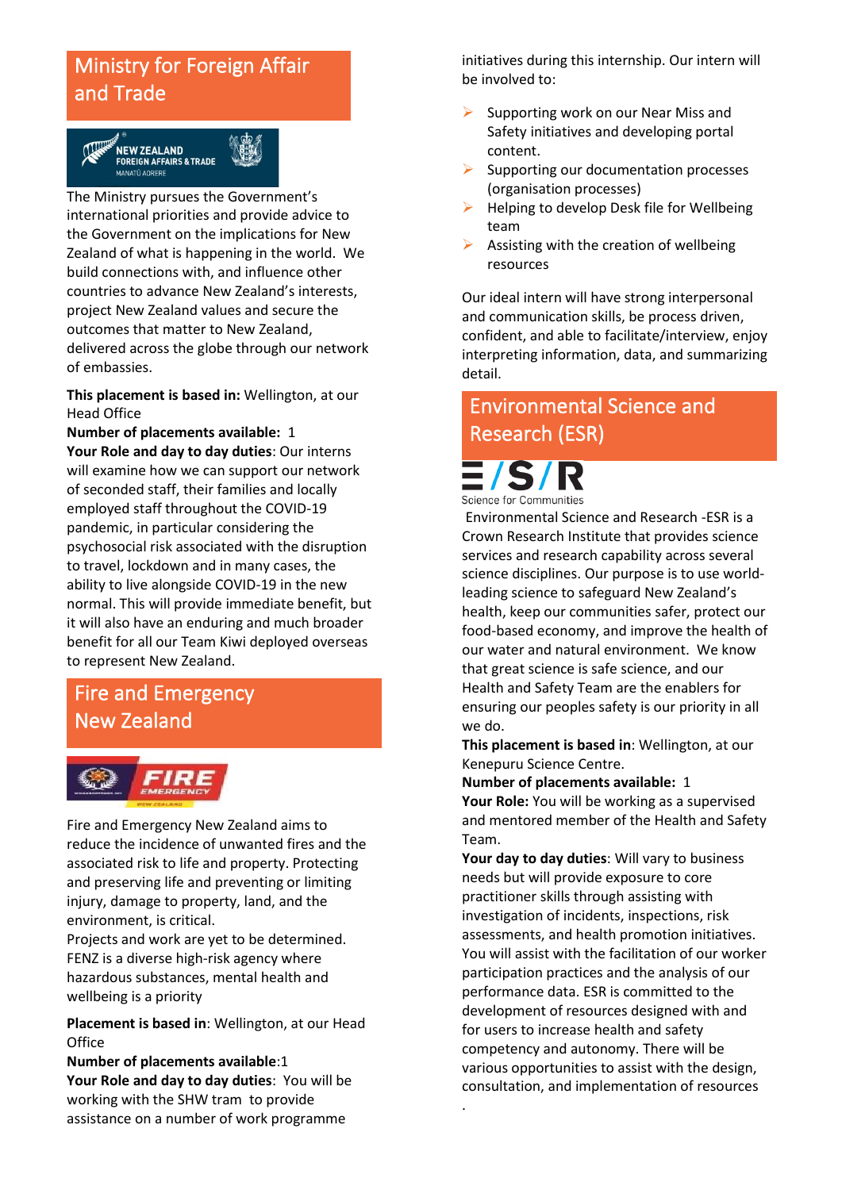## Ministry for Foreign Affair and Trade

The Ministry pursues the Government's international priorities and provide advice to the Government on the implications for New Zealand of what is happening in the world. We build connections with, and influence other countries to advance New Zealand's interests, project New Zealand values and secure the outcomes that matter to New Zealand, delivered across the globe through our network of embassies.

**This placement is based in:** Wellington, at our Head Office

**Number of placements available:** 1

**Your Role and day to day duties**: Our interns will examine how we can support our network of seconded staff, their families and locally employed staff throughout the COVID-19 pandemic, in particular considering the psychosocial risk associated with the disruption to travel, lockdown and in many cases, the ability to live alongside COVID-19 in the new normal. This will provide immediate benefit, but it will also have an enduring and much broader benefit for all our Team Kiwi deployed overseas to represent New Zealand.

## Fire and Emergency New Zealand

Fire and Emergency New Zealand aims to reduce the incidence of unwanted fires and the associated risk to life and property. Protecting and preserving life and preventing or limiting injury, damage to property, land, and the environment, is critical.

Projects and work are yet to be determined. FENZ is a diverse high-risk agency where hazardous substances, mental health and wellbeing is a priority

**Placement is based in**: Wellington, at our Head Office

**Number of placements available**:1

**Your Role and day to day duties**: You will be working with the SHW tram to provide assistance on a number of work programme initiatives during this internship. Our intern will be involved to:

- Supporting work on our Near Miss and Safety initiatives and developing portal content.
- Supporting our documentation processes (organisation processes)
- Helping to develop Desk file for Wellbeing team
- Assisting with the creation of wellbeing resources

Our ideal intern will have strong interpersonal and communication skills, be process driven, confident, and able to facilitate/interview, enjoy interpreting information, data, and summarizing detail.

## Environmental Science and Research (ESR)

Environmental Science and Research -ESR is a Crown Research Institute that provides science services and research capability across several science disciplines. Our purpose is to use world-leading science to safeguard New Zealand's health, keep our communities safer, protect our food-based economy, and improve the health of our water and natural environment. We know that great science is safe science, and our Health and Safety Team are the enablers for ensuring our peoples safety is our priority in all we do.

**This placement is based in**: Wellington, at our Kenepuru Science Centre.

**Number of placements available:** 1

**Your Role:** You will be working as a supervised and mentored member of the Health and Safety Team.

**Your day to day duties**: Will vary to business needs but will provide exposure to core practitioner skills through assisting with investigation of incidents, inspections, risk assessments, and health promotion initiatives. You will assist with the facilitation of our worker participation practices and the analysis of our performance data. ESR is committed to the development of resources designed with and for users to increase health and safety competency and autonomy. There will be various opportunities to assist with the design, consultation, and implementation of resources

.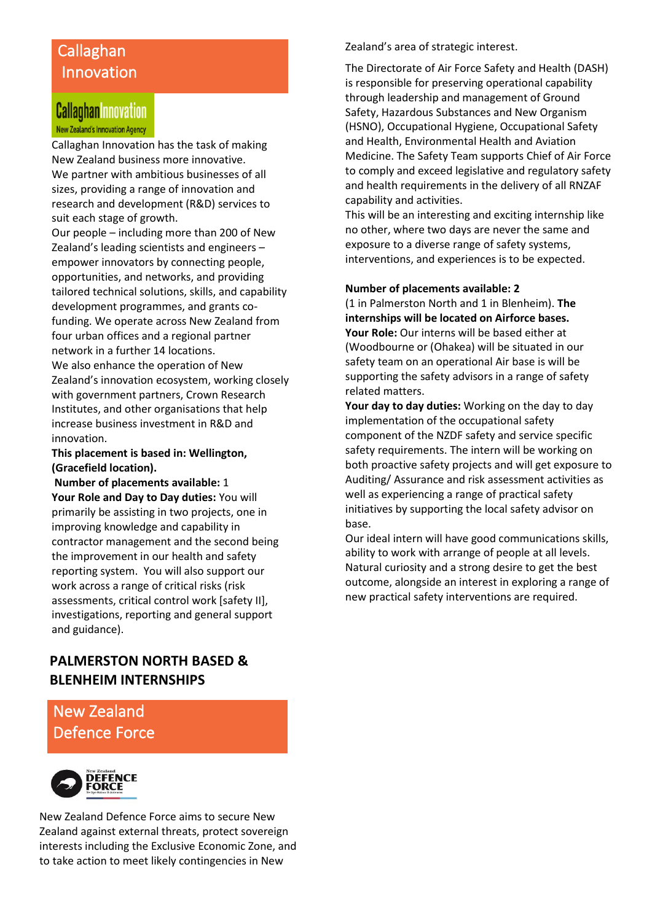## Callaghan Innovation

Callaghan Innovation has the task of making New Zealand business more innovative. We partner with ambitious businesses of all sizes, providing a range of innovation and research and development (R&D) services to suit each stage of growth.

Our people – including more than 200 of New Zealand's leading scientists and engineers – empower innovators by connecting people, opportunities, and networks, and providing tailored technical solutions, skills, and capability development programmes, and grants co-funding. We operate across New Zealand from four urban offices and a regional partner network in a further 14 locations.

We also enhance the operation of New Zealand's innovation ecosystem, working closely with government partners, Crown Research Institutes, and other organisations that help increase business investment in R&D and innovation.

**This placement is based in: Wellington, (Gracefield location).**

**Number of placements available:** 1

**Your Role and Day to Day duties:** You will primarily be assisting in two projects, one in improving knowledge and capability in contractor management and the second being the improvement in our health and safety reporting system. You will also support our work across a range of critical risks (risk assessments, critical control work [safety II], investigations, reporting and general support and guidance).

# PALMERSTON NORTH BASED & BLENHEIM INTERNSHIPS

## New Zealand Defence Force

New Zealand Defence Force aims to secure New Zealand against external threats, protect sovereign interests including the Exclusive Economic Zone, and to take action to meet likely contingencies in New Zealand's area of strategic interest.

The Directorate of Air Force Safety and Health (DASH) is responsible for preserving operational capability through leadership and management of Ground Safety, Hazardous Substances and New Organism (HSNO), Occupational Hygiene, Occupational Safety and Health, Environmental Health and Aviation Medicine. The Safety Team supports Chief of Air Force to comply and exceed legislative and regulatory safety and health requirements in the delivery of all RNZAF capability and activities.

This will be an interesting and exciting internship like no other, where two days are never the same and exposure to a diverse range of safety systems, interventions, and experiences is to be expected.

**Number of placements available: 2**

(1 in Palmerston North and 1 in Blenheim). **The internships will be located on Airforce bases.**

**Your Role:** Our interns will be based either at (Woodbourne or (Ohakea) will be situated in our safety team on an operational Air base is will be supporting the safety advisors in a range of safety related matters.

**Your day to day duties:** Working on the day to day implementation of the occupational safety component of the NZDF safety and service specific safety requirements. The intern will be working on both proactive safety projects and will get exposure to Auditing/ Assurance and risk assessment activities as well as experiencing a range of practical safety initiatives by supporting the local safety advisor on base.

Our ideal intern will have good communications skills, ability to work with arrange of people at all levels. Natural curiosity and a strong desire to get the best outcome, alongside an interest in exploring a range of new practical safety interventions are required.